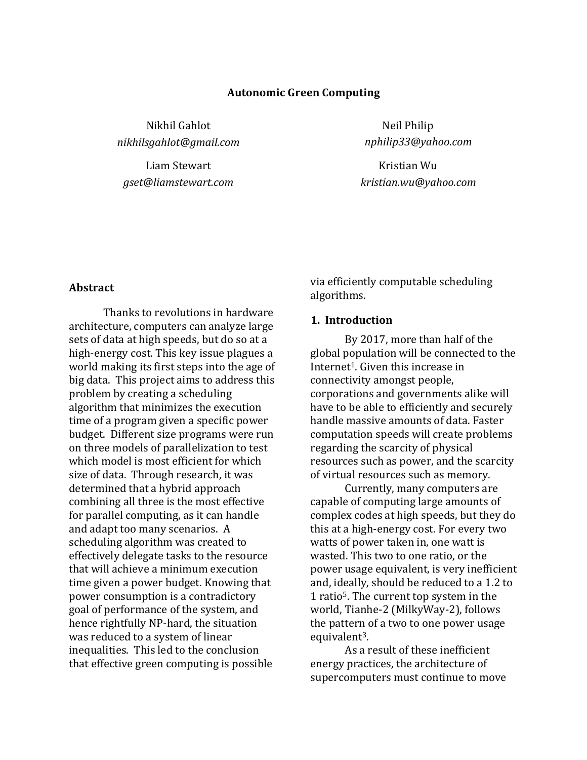# Autonomic Green Computing

Nikhil Gahlot
*nikhilsgahlot@gmail.com*

Neil Philip
*nphilip33@yahoo.com*

Liam Stewart
*gset@liamstewart.com*

Kristian Wu
*kristian.wu@yahoo.com*

## Abstract

Thanks to revolutions in hardware architecture, computers can analyze large sets of data at high speeds, but do so at a high-energy cost. This key issue plagues a world making its first steps into the age of big data. This project aims to address this problem by creating a scheduling algorithm that minimizes the execution time of a program given a specific power budget. Different size programs were run on three models of parallelization to test which model is most efficient for which size of data. Through research, it was determined that a hybrid approach combining all three is the most effective for parallel computing, as it can handle and adapt too many scenarios. A scheduling algorithm was created to effectively delegate tasks to the resource that will achieve a minimum execution time given a power budget. Knowing that power consumption is a contradictory goal of performance of the system, and hence rightfully NP-hard, the situation was reduced to a system of linear inequalities. This led to the conclusion that effective green computing is possible via efficiently computable scheduling algorithms.

## 1. Introduction

By 2017, more than half of the global population will be connected to the Internet[1]. Given this increase in connectivity amongst people, corporations and governments alike will have to be able to efficiently and securely handle massive amounts of data. Faster computation speeds will create problems regarding the scarcity of physical resources such as power, and the scarcity of virtual resources such as memory.

Currently, many computers are capable of computing large amounts of complex codes at high speeds, but they do this at a high-energy cost. For every two watts of power taken in, one watt is wasted. This two to one ratio, or the power usage equivalent, is very inefficient and, ideally, should be reduced to a 1.2 to 1 ratio[5]. The current top system in the world, Tianhe-2 (MilkyWay-2), follows the pattern of a two to one power usage equivalent[3].

As a result of these inefficient energy practices, the architecture of supercomputers must continue to move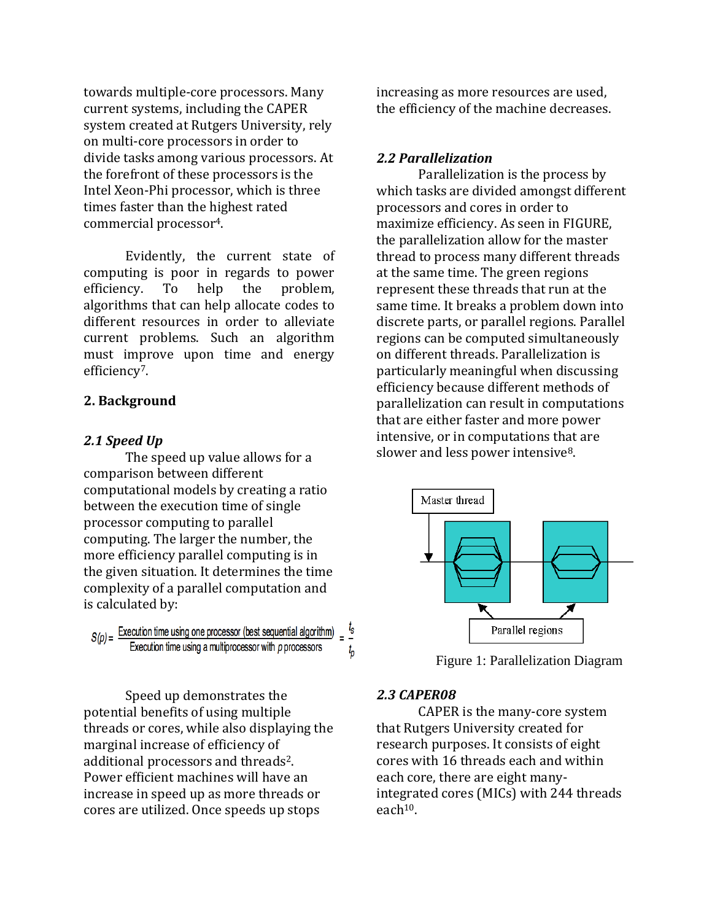towards multiple-core processors. Many current systems, including the CAPER system created at Rutgers University, rely on multi-core processors in order to divide tasks among various processors. At the forefront of these processors is the Intel Xeon-Phi processor, which is three times faster than the highest rated commercial processor[4].

Evidently, the current state of computing is poor in regards to power efficiency. To help the problem, algorithms that can help allocate codes to different resources in order to alleviate current problems. Such an algorithm must improve upon time and energy efficiency[7].

## 2. Background

### 2.1 Speed Up

The speed up value allows for a comparison between different computational models by creating a ratio between the execution time of single processor computing to parallel computing. The larger the number, the more efficiency parallel computing is in the given situation. It determines the time complexity of a parallel computation and is calculated by:

$$S(p) = \frac{\text{Execution time using one processor (best sequential algorithm)}}{\text{Execution time using a multiprocessor with } p \text{ processors}} = \frac{t_s}{t_p}$$

Speed up demonstrates the potential benefits of using multiple threads or cores, while also displaying the marginal increase of efficiency of additional processors and threads[2]. Power efficient machines will have an increase in speed up as more threads or cores are utilized. Once speeds up stops increasing as more resources are used, the efficiency of the machine decreases.

### 2.2 Parallelization

Parallelization is the process by which tasks are divided amongst different processors and cores in order to maximize efficiency. As seen in FIGURE, the parallelization allow for the master thread to process many different threads at the same time. The green regions represent these threads that run at the same time. It breaks a problem down into discrete parts, or parallel regions. Parallel regions can be computed simultaneously on different threads. Parallelization is particularly meaningful when discussing efficiency because different methods of parallelization can result in computations that are either faster and more power intensive, or in computations that are slower and less power intensive[8].

Figure 1: Parallelization Diagram

### 2.3 CAPER08

CAPER is the many-core system that Rutgers University created for research purposes. It consists of eight cores with 16 threads each and within each core, there are eight many-integrated cores (MICs) with 244 threads each[10].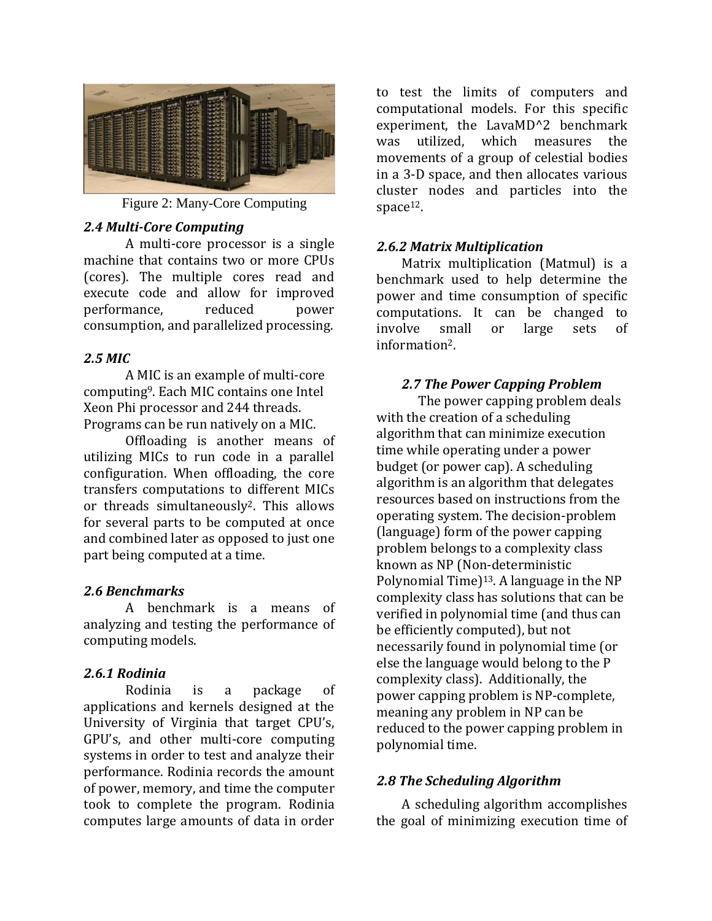Figure 2: Many-Core Computing

### *2.4 Multi-Core Computing*

A multi-core processor is a single machine that contains two or more CPUs (cores). The multiple cores read and execute code and allow for improved performance, reduced power consumption, and parallelized processing.

### *2.5 MIC*

A MIC is an example of multi-core computing[9]. Each MIC contains one Intel Xeon Phi processor and 244 threads. Programs can be run natively on a MIC.

Offloading is another means of utilizing MICs to run code in a parallel configuration. When offloading, the core transfers computations to different MICs or threads simultaneously[2]. This allows for several parts to be computed at once and combined later as opposed to just one part being computed at a time.

### *2.6 Benchmarks*

A benchmark is a means of analyzing and testing the performance of computing models.

### *2.6.1 Rodinia*

Rodinia is a package of applications and kernels designed at the University of Virginia that target CPU's, GPU's, and other multi-core computing systems in order to test and analyze their performance. Rodinia records the amount of power, memory, and time the computer took to complete the program. Rodinia computes large amounts of data in order to test the limits of computers and computational models. For this specific experiment, the LavaMD^2 benchmark was utilized, which measures the movements of a group of celestial bodies in a 3-D space, and then allocates various cluster nodes and particles into the space[12].

### *2.6.2 Matrix Multiplication*

Matrix multiplication (Matmul) is a benchmark used to help determine the power and time consumption of specific computations. It can be changed to involve small or large sets of information[2].

### *2.7 The Power Capping Problem*

The power capping problem deals with the creation of a scheduling algorithm that can minimize execution time while operating under a power budget (or power cap). A scheduling algorithm is an algorithm that delegates resources based on instructions from the operating system. The decision-problem (language) form of the power capping problem belongs to a complexity class known as NP (Non-deterministic Polynomial Time)[13]. A language in the NP complexity class has solutions that can be verified in polynomial time (and thus can be efficiently computed), but not necessarily found in polynomial time (or else the language would belong to the P complexity class). Additionally, the power capping problem is NP-complete, meaning any problem in NP can be reduced to the power capping problem in polynomial time.

### *2.8 The Scheduling Algorithm*

A scheduling algorithm accomplishes the goal of minimizing execution time of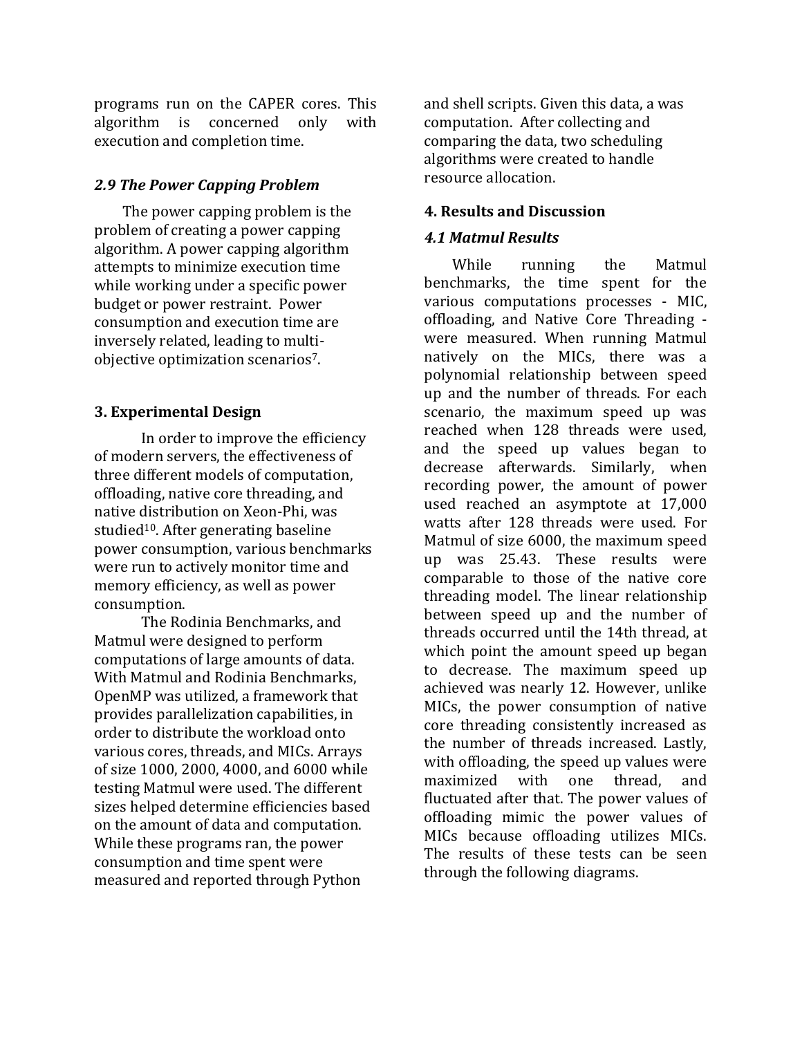programs run on the CAPER cores. This algorithm is concerned only with execution and completion time.

### *2.9 The Power Capping Problem*

The power capping problem is the problem of creating a power capping algorithm. A power capping algorithm attempts to minimize execution time while working under a specific power budget or power restraint. Power consumption and execution time are inversely related, leading to multi-objective optimization scenarios[7].

## 3. Experimental Design

In order to improve the efficiency of modern servers, the effectiveness of three different models of computation, offloading, native core threading, and native distribution on Xeon-Phi, was studied[10]. After generating baseline power consumption, various benchmarks were run to actively monitor time and memory efficiency, as well as power consumption.

The Rodinia Benchmarks, and Matmul were designed to perform computations of large amounts of data. With Matmul and Rodinia Benchmarks, OpenMP was utilized, a framework that provides parallelization capabilities, in order to distribute the workload onto various cores, threads, and MICs. Arrays of size 1000, 2000, 4000, and 6000 while testing Matmul were used. The different sizes helped determine efficiencies based on the amount of data and computation. While these programs ran, the power consumption and time spent were measured and reported through Python and shell scripts. Given this data, a was computation. After collecting and comparing the data, two scheduling algorithms were created to handle resource allocation.

## 4. Results and Discussion

### *4.1 Matmul Results*

While running the Matmul benchmarks, the time spent for the various computations processes - MIC, offloading, and Native Core Threading - were measured. When running Matmul natively on the MICs, there was a polynomial relationship between speed up and the number of threads. For each scenario, the maximum speed up was reached when 128 threads were used, and the speed up values began to decrease afterwards. Similarly, when recording power, the amount of power used reached an asymptote at 17,000 watts after 128 threads were used. For Matmul of size 6000, the maximum speed up was 25.43. These results were comparable to those of the native core threading model. The linear relationship between speed up and the number of threads occurred until the 14th thread, at which point the amount speed up began to decrease. The maximum speed up achieved was nearly 12. However, unlike MICs, the power consumption of native core threading consistently increased as the number of threads increased. Lastly, with offloading, the speed up values were maximized with one thread, and fluctuated after that. The power values of offloading mimic the power values of MICs because offloading utilizes MICs. The results of these tests can be seen through the following diagrams.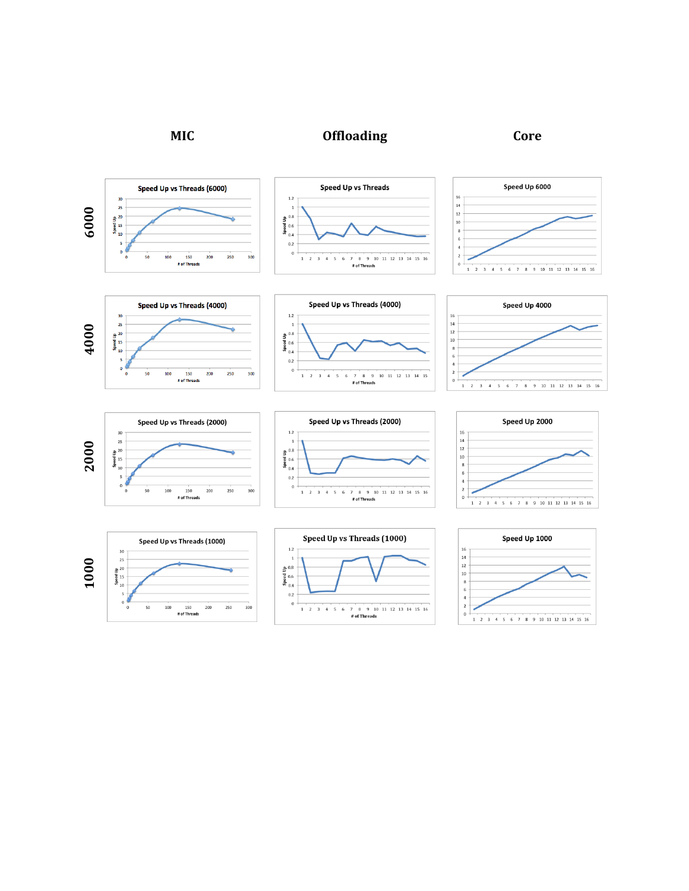| | MIC | Offloading | Core |
|---|---|---|---|
| 6000 | Speed Up vs Threads (6000) | Speed Up vs Threads | Speed Up 6000 |
| 4000 | Speed Up vs Threads (4000) | Speed Up vs Threads (4000) | Speed Up 4000 |
| 2000 | Speed Up vs Threads (2000) | Speed Up vs Threads (2000) | Speed Up 2000 |
| 1000 | Speed Up vs Threads (1000) | Speed Up vs Threads (1000) | Speed Up 1000 |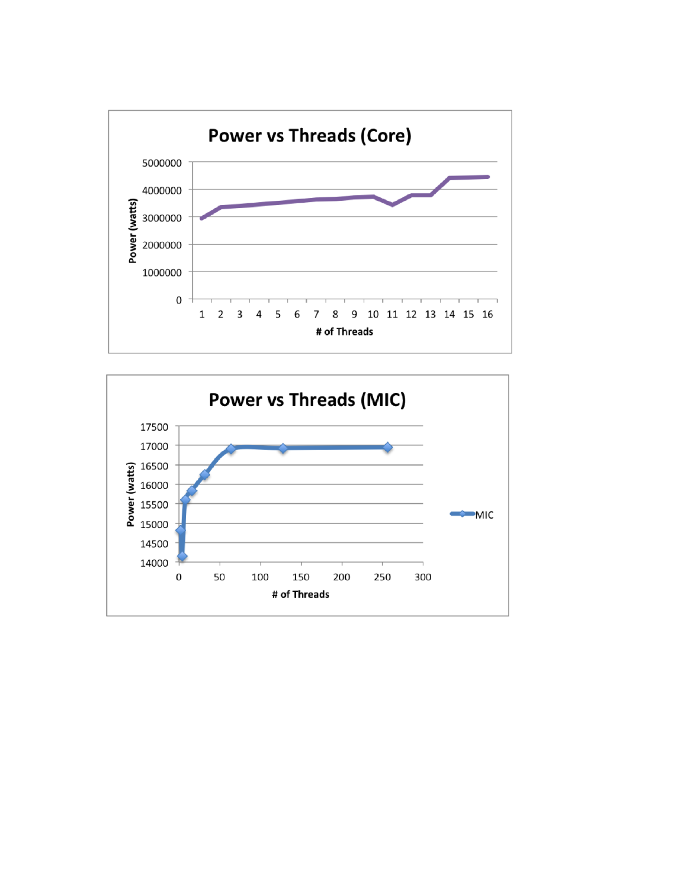**Power vs Threads (Core)**

Power (watts)

5000000
4000000
3000000
2000000
1000000
0

1 2 3 4 5 6 7 8 9 10 11 12 13 14 15 16

of Threads

**Power vs Threads (MIC)**

Power (watts)

17500
17000
16500
16000
15500
15000
14500
14000

0 50 100 150 200 250 300

of Threads

MIC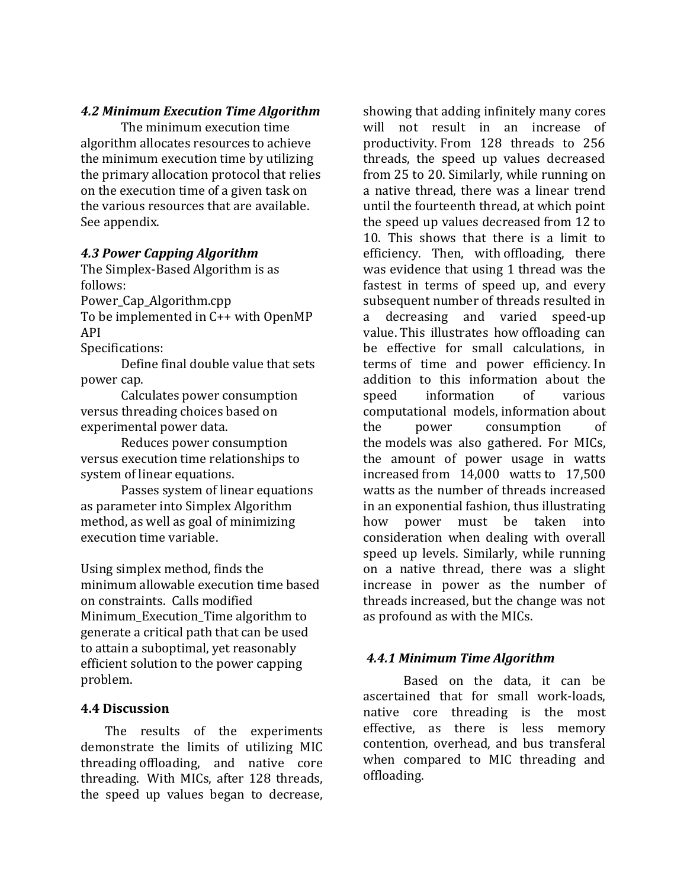### *4.2 Minimum Execution Time Algorithm*

The minimum execution time algorithm allocates resources to achieve the minimum execution time by utilizing the primary allocation protocol that relies on the execution time of a given task on the various resources that are available. See appendix.

### *4.3 Power Capping Algorithm*

The Simplex-Based Algorithm is as follows:
Power_Cap_Algorithm.cpp
To be implemented in C++ with OpenMP API
Specifications:

Define final double value that sets power cap.

Calculates power consumption versus threading choices based on experimental power data.

Reduces power consumption versus execution time relationships to system of linear equations.

Passes system of linear equations as parameter into Simplex Algorithm method, as well as goal of minimizing execution time variable.

Using simplex method, finds the minimum allowable execution time based on constraints. Calls modified Minimum_Execution_Time algorithm to generate a critical path that can be used to attain a suboptimal, yet reasonably efficient solution to the power capping problem.

### 4.4 Discussion

The results of the experiments demonstrate the limits of utilizing MIC threading offloading, and native core threading. With MICs, after 128 threads, the speed up values began to decrease, showing that adding infinitely many cores will not result in an increase of productivity. From 128 threads to 256 threads, the speed up values decreased from 25 to 20. Similarly, while running on a native thread, there was a linear trend until the fourteenth thread, at which point the speed up values decreased from 12 to 10. This shows that there is a limit to efficiency. Then, with offloading, there was evidence that using 1 thread was the fastest in terms of speed up, and every subsequent number of threads resulted in a decreasing and varied speed-up value. This illustrates how offloading can be effective for small calculations, in terms of time and power efficiency. In addition to this information about the speed information of various computational models, information about the power consumption of the models was also gathered. For MICs, the amount of power usage in watts increased from 14,000 watts to 17,500 watts as the number of threads increased in an exponential fashion, thus illustrating how power must be taken into consideration when dealing with overall speed up levels. Similarly, while running on a native thread, there was a slight increase in power as the number of threads increased, but the change was not as profound as with the MICs.

#### *4.4.1 Minimum Time Algorithm*

Based on the data, it can be ascertained that for small work-loads, native core threading is the most effective, as there is less memory contention, overhead, and bus transferal when compared to MIC threading and offloading.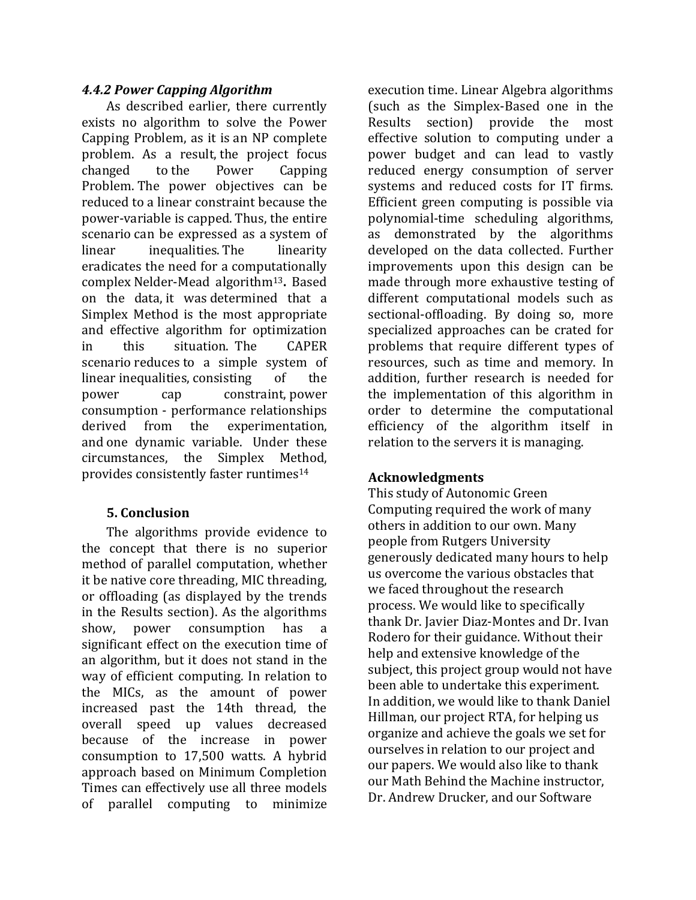### *4.4.2 Power Capping Algorithm*

As described earlier, there currently exists no algorithm to solve the Power Capping Problem, as it is an NP complete problem. As a result, the project focus changed to the Power Capping Problem. The power objectives can be reduced to a linear constraint because the power-variable is capped. Thus, the entire scenario can be expressed as a system of linear inequalities. The linearity eradicates the need for a computationally complex Nelder-Mead algorithm[13]**.** Based on the data, it was determined that a Simplex Method is the most appropriate and effective algorithm for optimization in this situation. The CAPER scenario reduces to a simple system of linear inequalities, consisting of the power cap constraint, power consumption - performance relationships derived from the experimentation, and one dynamic variable. Under these circumstances, the Simplex Method, provides consistently faster runtimes[14]

## 5. Conclusion

The algorithms provide evidence to the concept that there is no superior method of parallel computation, whether it be native core threading, MIC threading, or offloading (as displayed by the trends in the Results section). As the algorithms show, power consumption has a significant effect on the execution time of an algorithm, but it does not stand in the way of efficient computing. In relation to the MICs, as the amount of power increased past the 14th thread, the overall speed up values decreased because of the increase in power consumption to 17,500 watts. A hybrid approach based on Minimum Completion Times can effectively use all three models of parallel computing to minimize execution time. Linear Algebra algorithms (such as the Simplex-Based one in the Results section) provide the most effective solution to computing under a power budget and can lead to vastly reduced energy consumption of server systems and reduced costs for IT firms. Efficient green computing is possible via polynomial-time scheduling algorithms, as demonstrated by the algorithms developed on the data collected. Further improvements upon this design can be made through more exhaustive testing of different computational models such as sectional-offloading. By doing so, more specialized approaches can be crated for problems that require different types of resources, such as time and memory. In addition, further research is needed for the implementation of this algorithm in order to determine the computational efficiency of the algorithm itself in relation to the servers it is managing.

## Acknowledgments

This study of Autonomic Green Computing required the work of many others in addition to our own. Many people from Rutgers University generously dedicated many hours to help us overcome the various obstacles that we faced throughout the research process. We would like to specifically thank Dr. Javier Diaz-Montes and Dr. Ivan Rodero for their guidance. Without their help and extensive knowledge of the subject, this project group would not have been able to undertake this experiment. In addition, we would like to thank Daniel Hillman, our project RTA, for helping us organize and achieve the goals we set for ourselves in relation to our project and our papers. We would also like to thank our Math Behind the Machine instructor, Dr. Andrew Drucker, and our Software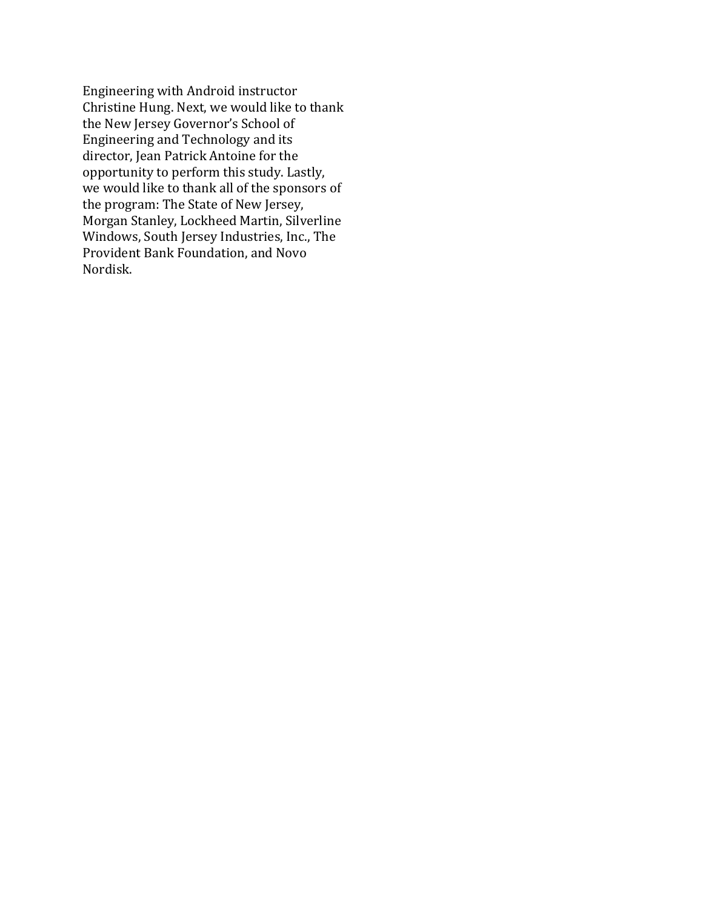Engineering with Android instructor Christine Hung. Next, we would like to thank the New Jersey Governor's School of Engineering and Technology and its director, Jean Patrick Antoine for the opportunity to perform this study. Lastly, we would like to thank all of the sponsors of the program: The State of New Jersey, Morgan Stanley, Lockheed Martin, Silverline Windows, South Jersey Industries, Inc., The Provident Bank Foundation, and Novo Nordisk.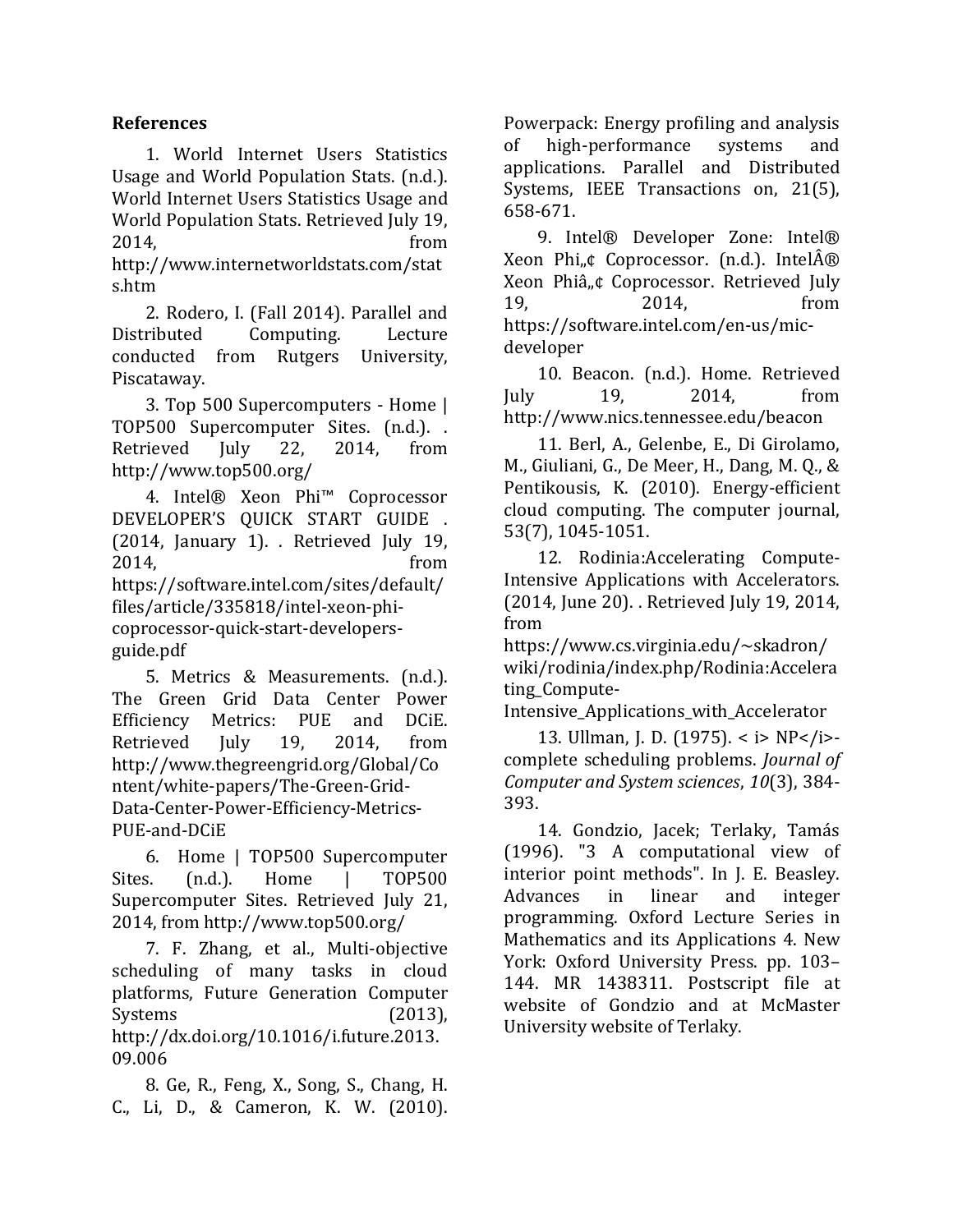## References

1. World Internet Users Statistics Usage and World Population Stats. (n.d.). World Internet Users Statistics Usage and World Population Stats. Retrieved July 19, 2014, from http://www.internetworldstats.com/stats.htm

2. Rodero, I. (Fall 2014). Parallel and Distributed Computing. Lecture conducted from Rutgers University, Piscataway.

3. Top 500 Supercomputers - Home | TOP500 Supercomputer Sites. (n.d.). . Retrieved July 22, 2014, from http://www.top500.org/

4. Intel® Xeon Phi™ Coprocessor DEVELOPER'S QUICK START GUIDE . (2014, January 1). . Retrieved July 19, 2014, from https://software.intel.com/sites/default/files/article/335818/intel-xeon-phi-coprocessor-quick-start-developers-guide.pdf

5. Metrics & Measurements. (n.d.). The Green Grid Data Center Power Efficiency Metrics: PUE and DCiE. Retrieved July 19, 2014, from http://www.thegreengrid.org/Global/Content/white-papers/The-Green-Grid-Data-Center-Power-Efficiency-Metrics-PUE-and-DCiE

6. Home | TOP500 Supercomputer Sites. (n.d.). Home | TOP500 Supercomputer Sites. Retrieved July 21, 2014, from http://www.top500.org/

7. F. Zhang, et al., Multi-objective scheduling of many tasks in cloud platforms, Future Generation Computer Systems (2013), http://dx.doi.org/10.1016/i.future.2013.09.006

8. Ge, R., Feng, X., Song, S., Chang, H. C., Li, D., & Cameron, K. W. (2010). Powerpack: Energy profiling and analysis of high-performance systems and applications. Parallel and Distributed Systems, IEEE Transactions on, 21(5), 658-671.

9. Intel® Developer Zone: Intel® Xeon Phi„¢ Coprocessor. (n.d.). IntelÂ® Xeon Phiâ„¢ Coprocessor. Retrieved July 19, 2014, from https://software.intel.com/en-us/mic-developer

10. Beacon. (n.d.). Home. Retrieved July 19, 2014, from http://www.nics.tennessee.edu/beacon

11. Berl, A., Gelenbe, E., Di Girolamo, M., Giuliani, G., De Meer, H., Dang, M. Q., & Pentikousis, K. (2010). Energy-efficient cloud computing. The computer journal, 53(7), 1045-1051.

12. Rodinia:Accelerating Compute-Intensive Applications with Accelerators. (2014, June 20). . Retrieved July 19, 2014, from https://www.cs.virginia.edu/~skadron/wiki/rodinia/index.php/Rodinia:Accelerating_Compute-Intensive_Applications_with_Accelerator

13. Ullman, J. D. (1975). < i> NP</i>-complete scheduling problems. *Journal of Computer and System sciences*, *10*(3), 384-393.

14. Gondzio, Jacek; Terlaky, Tamás (1996). "3 A computational view of interior point methods". In J. E. Beasley. Advances in linear and integer programming. Oxford Lecture Series in Mathematics and its Applications 4. New York: Oxford University Press. pp. 103–144. MR 1438311. Postscript file at website of Gondzio and at McMaster University website of Terlaky.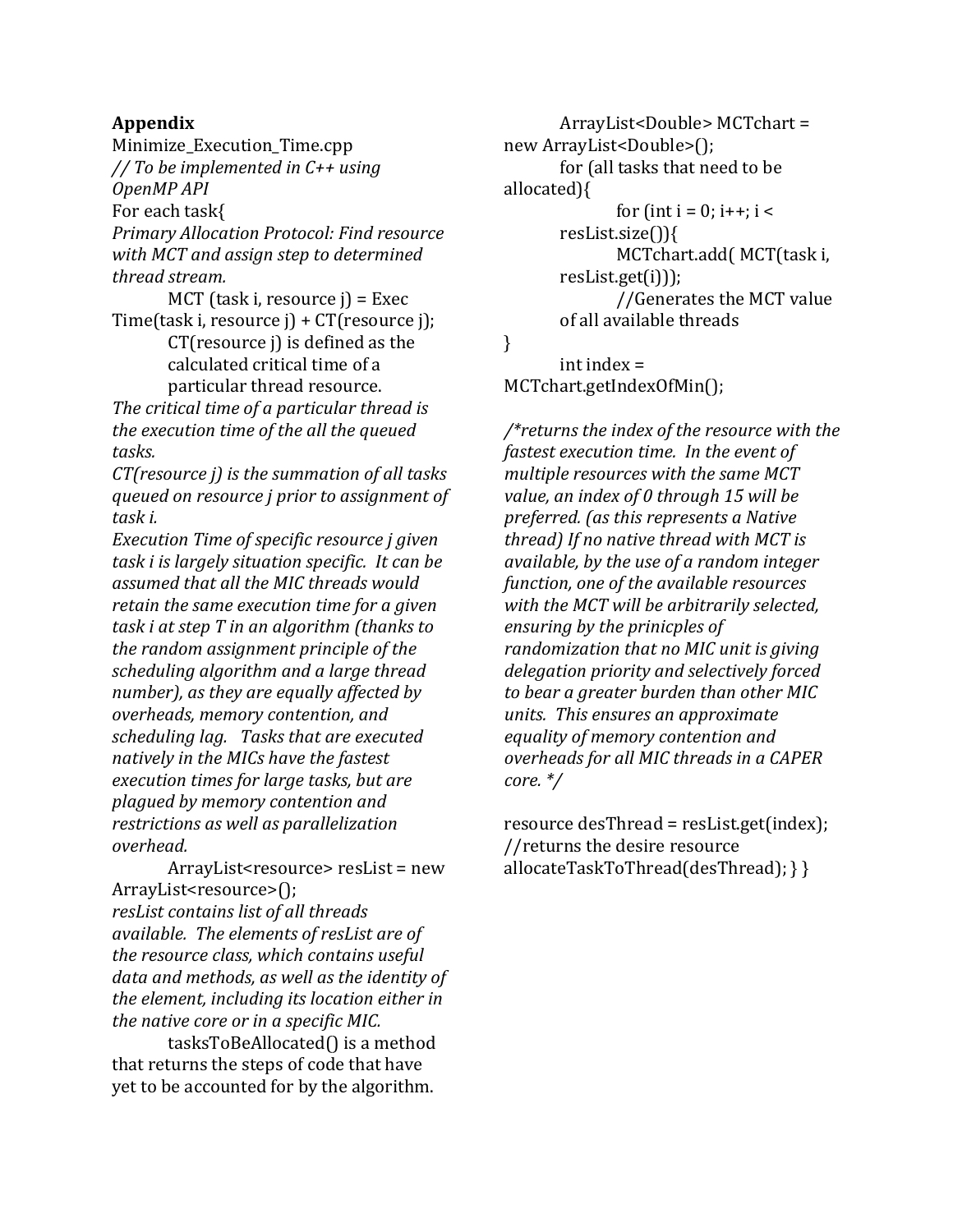**Appendix**

Minimize_Execution_Time.cpp

*// To be implemented in C++ using OpenMP API*

For each task{

*Primary Allocation Protocol: Find resource with MCT and assign step to determined thread stream.*

MCT (task i, resource j) = Exec Time(task i, resource j) + CT(resource j);

CT(resource j) is defined as the calculated critical time of a particular thread resource.

*The critical time of a particular thread is the execution time of the all the queued tasks.*

*CT(resource j) is the summation of all tasks queued on resource j prior to assignment of task i.*

*Execution Time of specific resource j given task i is largely situation specific. It can be assumed that all the MIC threads would retain the same execution time for a given task i at step T in an algorithm (thanks to the random assignment principle of the scheduling algorithm and a large thread number), as they are equally affected by overheads, memory contention, and scheduling lag. Tasks that are executed natively in the MICs have the fastest execution times for large tasks, but are plagued by memory contention and restrictions as well as parallelization overhead.*

ArrayList<resource> resList = new ArrayList<resource>();

*resList contains list of all threads available. The elements of resList are of the resource class, which contains useful data and methods, as well as the identity of the element, including its location either in the native core or in a specific MIC.*

tasksToBeAllocated() is a method that returns the steps of code that have yet to be accounted for by the algorithm.

```
ArrayList<Double> MCTchart = new ArrayList<Double>();
for (all tasks that need to be allocated){
        for (int i = 0; i++; i < resList.size()){
        MCTchart.add( MCT(task i, resList.get(i)));
        //Generates the MCT value of all available threads
}
int index = MCTchart.getIndexOfMin();
```

*/\*returns the index of the resource with the fastest execution time. In the event of multiple resources with the same MCT value, an index of 0 through 15 will be preferred. (as this represents a Native thread) If no native thread with MCT is available, by the use of a random integer function, one of the available resources with the MCT will be arbitrarily selected, ensuring by the prinicples of randomization that no MIC unit is giving delegation priority and selectively forced to bear a greater burden than other MIC units. This ensures an approximate equality of memory contention and overheads for all MIC threads in a CAPER core. \*/*

```
resource desThread = resList.get(index);
//returns the desire resource
allocateTaskToThread(desThread); } }
```